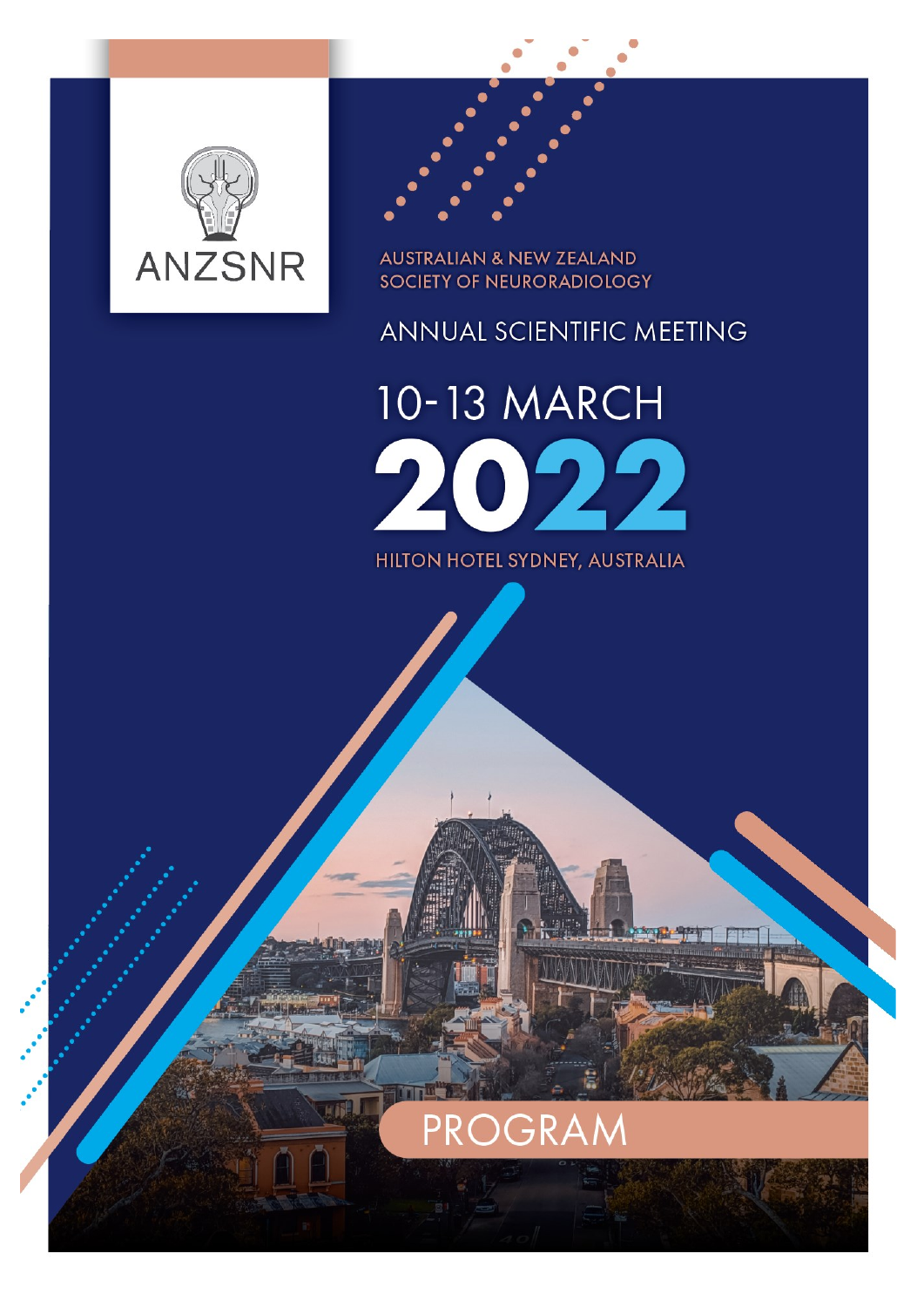ANZSNR

AUSTRALIAN & NEW ZEALAND SOCIETY OF NEURORADIOLOGY

# ANNUAL SCIENTIFIC MEETING

## 10-13 MARCH 2022

HILTON HOTEL SYDNEY, AUSTRALIA

# PROGRAM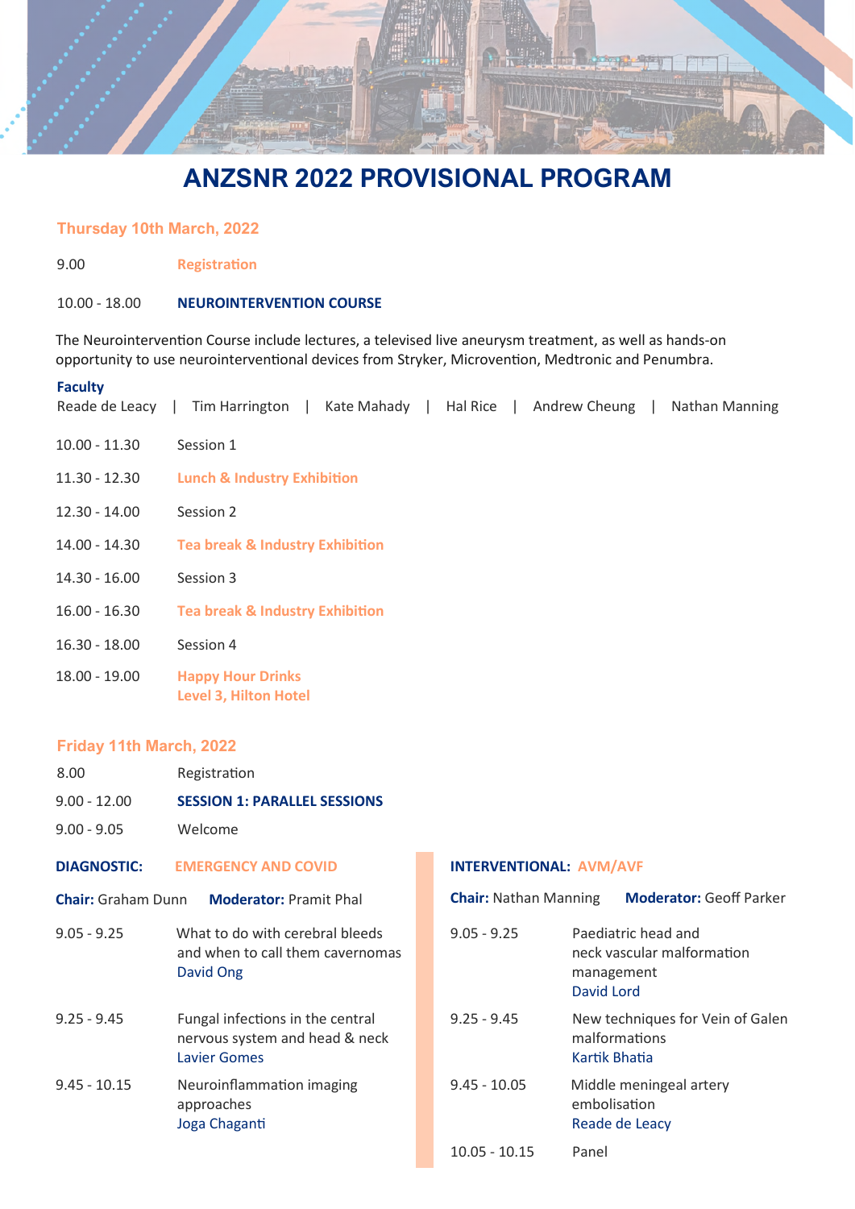# ANZSNR 2022 PROVISIONAL PROGRAM

## Thursday 10th March, 2022

| | |
|---|---|
| 9.00 | Registration |
| 10.00 - 18.00 | **NEUROINTERVENTION COURSE** |

The Neurointervention Course include lectures, a televised live aneurysm treatment, as well as hands-on opportunity to use neurointerventional devices from Stryker, Microvention, Medtronic and Penumbra.

**Faculty**
Reade de Leacy | Tim Harrington | Kate Mahady | Hal Rice | Andrew Cheung | Nathan Manning

| | |
|---|---|
| 10.00 - 11.30 | Session 1 |
| 11.30 - 12.30 | Lunch & Industry Exhibition |
| 12.30 - 14.00 | Session 2 |
| 14.00 - 14.30 | Tea break & Industry Exhibition |
| 14.30 - 16.00 | Session 3 |
| 16.00 - 16.30 | Tea break & Industry Exhibition |
| 16.30 - 18.00 | Session 4 |
| 18.00 - 19.00 | Happy Hour Drinks<br>Level 3, Hilton Hotel |

## Friday 11th March, 2022

| | |
|---|---|
| 8.00 | Registration |
| 9.00 - 12.00 | **SESSION 1: PARALLEL SESSIONS** |
| 9.00 - 9.05 | Welcome |

### DIAGNOSTIC: EMERGENCY AND COVID

**Chair:** Graham Dunn **Moderator:** Pramit Phal

| | |
|---|---|
| 9.05 - 9.25 | What to do with cerebral bleeds and when to call them cavernomas<br>David Ong |
| 9.25 - 9.45 | Fungal infections in the central nervous system and head & neck<br>Lavier Gomes |
| 9.45 - 10.15 | Neuroinflammation imaging approaches<br>Joga Chaganti |

### INTERVENTIONAL: AVM/AVF

**Chair:** Nathan Manning **Moderator:** Geoff Parker

| | |
|---|---|
| 9.05 - 9.25 | Paediatric head and neck vascular malformation management<br>David Lord |
| 9.25 - 9.45 | New techniques for Vein of Galen malformations<br>Kartik Bhatia |
| 9.45 - 10.05 | Middle meningeal artery embolisation<br>Reade de Leacy |
| 10.05 - 10.15 | Panel |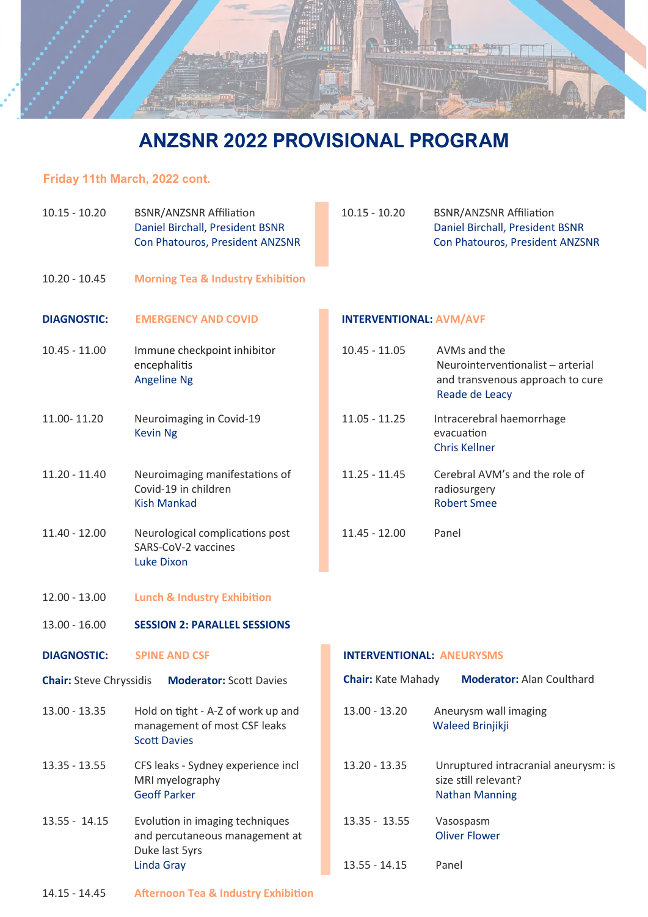# ANZSNR 2022 PROVISIONAL PROGRAM

## Friday 11th March, 2022 cont.

10.15 - 10.20 BSNR/ANZSNR Affiliation
Daniel Birchall, President BSNR
Con Phatouros, President ANZSNR

10.20 - 10.45 **Morning Tea & Industry Exhibition**

### DIAGNOSTIC: EMERGENCY AND COVID

10.45 - 11.00 Immune checkpoint inhibitor encephalitis
Angeline Ng

11.00- 11.20 Neuroimaging in Covid-19
Kevin Ng

11.20 - 11.40 Neuroimaging manifestations of Covid-19 in children
Kish Mankad

11.40 - 12.00 Neurological complications post SARS-CoV-2 vaccines
Luke Dixon

### INTERVENTIONAL: AVM/AVF

10.45 - 11.05 AVMs and the Neurointerventionalist – arterial and transvenous approach to cure
Reade de Leacy

11.05 - 11.25 Intracerebral haemorrhage evacuation
Chris Kellner

11.25 - 11.45 Cerebral AVM's and the role of radiosurgery
Robert Smee

11.45 - 12.00 Panel

12.00 - 13.00 **Lunch & Industry Exhibition**

13.00 - 16.00 **SESSION 2: PARALLEL SESSIONS**

### DIAGNOSTIC: SPINE AND CSF

**Chair:** Steve Chryssidis **Moderator:** Scott Davies

13.00 - 13.35 Hold on tight - A-Z of work up and management of most CSF leaks
Scott Davies

13.35 - 13.55 CFS leaks - Sydney experience incl MRI myelography
Geoff Parker

13.55 - 14.15 Evolution in imaging techniques and percutaneous management at Duke last 5yrs
Linda Gray

### INTERVENTIONAL: ANEURYSMS

**Chair:** Kate Mahady **Moderator:** Alan Coulthard

13.00 - 13.20 Aneurysm wall imaging
Waleed Brinjikji

13.20 - 13.35 Unruptured intracranial aneurysm: is size still relevant?
Nathan Manning

13.35 - 13.55 Vasospasm
Oliver Flower

13.55 - 14.15 Panel

14.15 - 14.45 **Afternoon Tea & Industry Exhibition**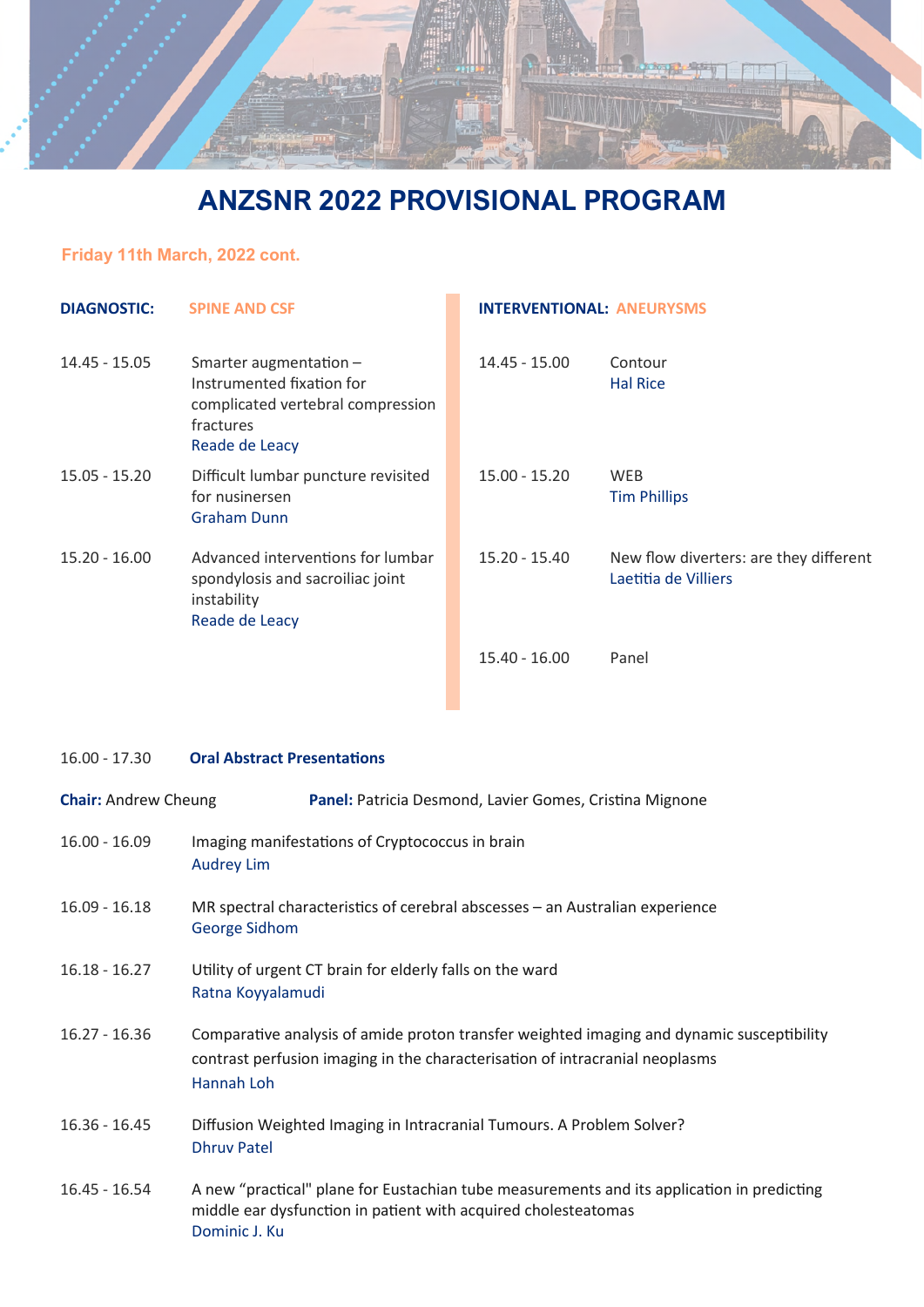# ANZSNR 2022 PROVISIONAL PROGRAM

## Friday 11th March, 2022 cont.

### DIAGNOSTIC: SPINE AND CSF

| Time | Session |
|---|---|
| 14.45 - 15.05 | Smarter augmentation – Instrumented fixation for complicated vertebral compression fractures<br>Reade de Leacy |
| 15.05 - 15.20 | Difficult lumbar puncture revisited for nusinersen<br>Graham Dunn |
| 15.20 - 16.00 | Advanced interventions for lumbar spondylosis and sacroiliac joint instability<br>Reade de Leacy |

### INTERVENTIONAL: ANEURYSMS

| Time | Session |
|---|---|
| 14.45 - 15.00 | Contour<br>Hal Rice |
| 15.00 - 15.20 | WEB<br>Tim Phillips |
| 15.20 - 15.40 | New flow diverters: are they different<br>Laetitia de Villiers |
| 15.40 - 16.00 | Panel |

### 16.00 - 17.30 Oral Abstract Presentations

**Chair:** Andrew Cheung **Panel:** Patricia Desmond, Lavier Gomes, Cristina Mignone

| Time | Session |
|---|---|
| 16.00 - 16.09 | Imaging manifestations of Cryptococcus in brain<br>Audrey Lim |
| 16.09 - 16.18 | MR spectral characteristics of cerebral abscesses – an Australian experience<br>George Sidhom |
| 16.18 - 16.27 | Utility of urgent CT brain for elderly falls on the ward<br>Ratna Koyyalamudi |
| 16.27 - 16.36 | Comparative analysis of amide proton transfer weighted imaging and dynamic susceptibility contrast perfusion imaging in the characterisation of intracranial neoplasms<br>Hannah Loh |
| 16.36 - 16.45 | Diffusion Weighted Imaging in Intracranial Tumours. A Problem Solver?<br>Dhruv Patel |
| 16.45 - 16.54 | A new "practical" plane for Eustachian tube measurements and its application in predicting middle ear dysfunction in patient with acquired cholesteatomas<br>Dominic J. Ku |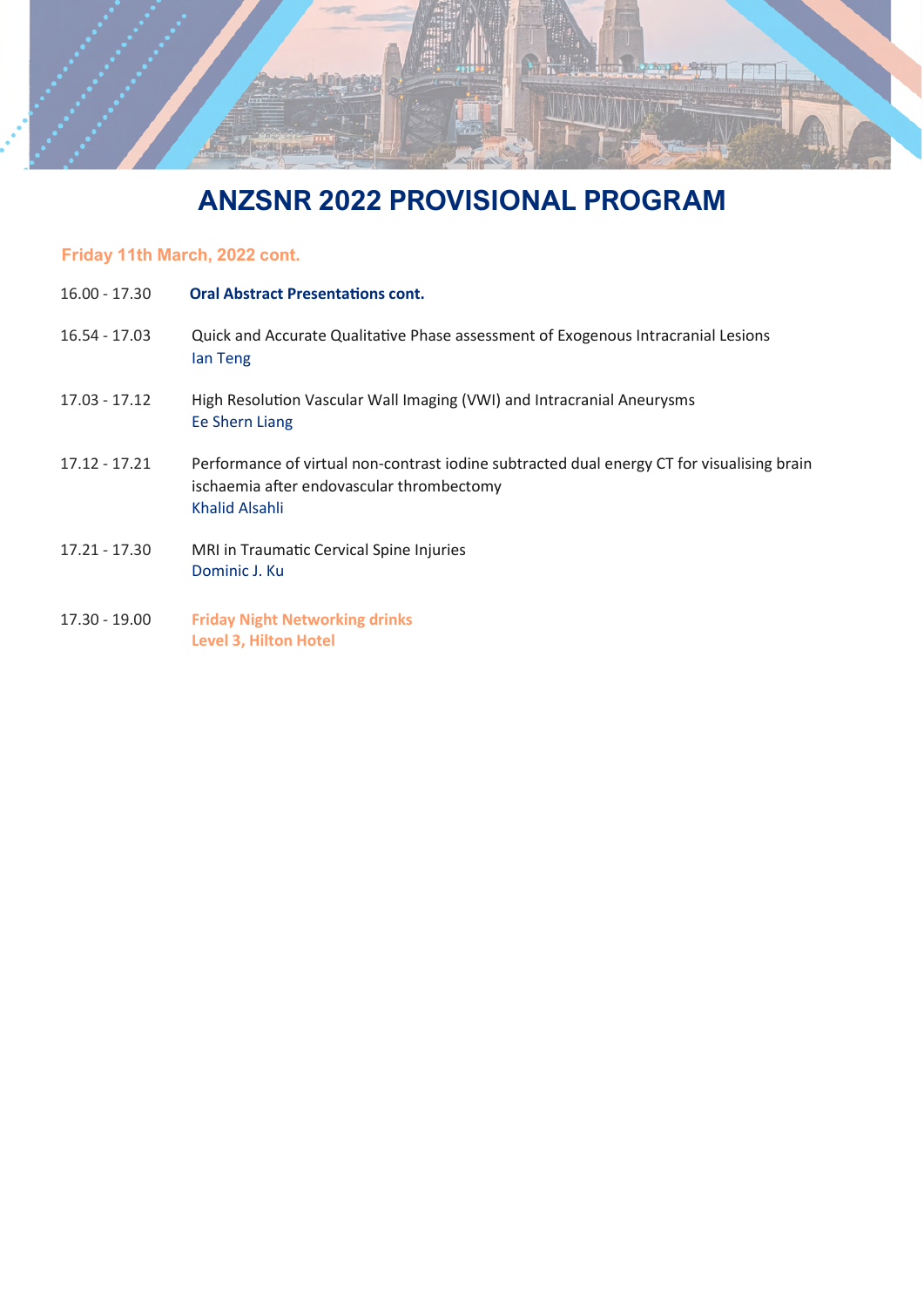# ANZSNR 2022 PROVISIONAL PROGRAM

## Friday 11th March, 2022 cont.

16.00 - 17.30 **Oral Abstract Presentations cont.**

16.54 - 17.03 Quick and Accurate Qualitative Phase assessment of Exogenous Intracranial Lesions
Ian Teng

17.03 - 17.12 High Resolution Vascular Wall Imaging (VWI) and Intracranial Aneurysms
Ee Shern Liang

17.12 - 17.21 Performance of virtual non-contrast iodine subtracted dual energy CT for visualising brain ischaemia after endovascular thrombectomy
Khalid Alsahli

17.21 - 17.30 MRI in Traumatic Cervical Spine Injuries
Dominic J. Ku

17.30 - 19.00 **Friday Night Networking drinks**
**Level 3, Hilton Hotel**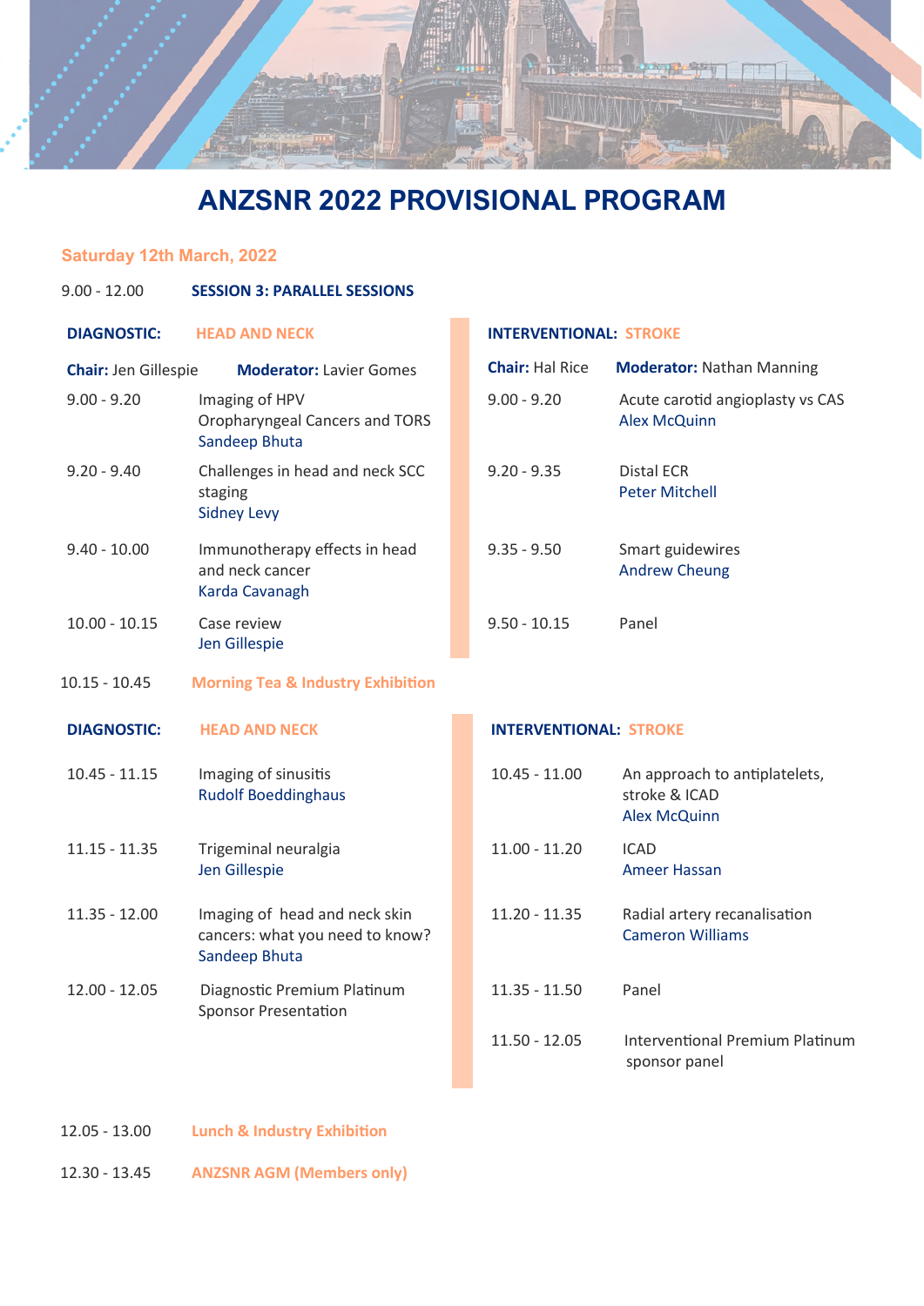# ANZSNR 2022 PROVISIONAL PROGRAM

## Saturday 12th March, 2022

9.00 - 12.00 **SESSION 3: PARALLEL SESSIONS**

### DIAGNOSTIC: HEAD AND NECK

**Chair:** Jen Gillespie **Moderator:** Lavier Gomes

| Time | Session |
| --- | --- |
| 9.00 - 9.20 | Imaging of HPV Oropharyngeal Cancers and TORS<br>Sandeep Bhuta |
| 9.20 - 9.40 | Challenges in head and neck SCC staging<br>Sidney Levy |
| 9.40 - 10.00 | Immunotherapy effects in head and neck cancer<br>Karda Cavanagh |
| 10.00 - 10.15 | Case review<br>Jen Gillespie |

### INTERVENTIONAL: STROKE

**Chair:** Hal Rice **Moderator:** Nathan Manning

| Time | Session |
| --- | --- |
| 9.00 - 9.20 | Acute carotid angioplasty vs CAS<br>Alex McQuinn |
| 9.20 - 9.35 | Distal ECR<br>Peter Mitchell |
| 9.35 - 9.50 | Smart guidewires<br>Andrew Cheung |
| 9.50 - 10.15 | Panel |

10.15 - 10.45 **Morning Tea & Industry Exhibition**

### DIAGNOSTIC: HEAD AND NECK

| Time | Session |
| --- | --- |
| 10.45 - 11.15 | Imaging of sinusitis<br>Rudolf Boeddinghaus |
| 11.15 - 11.35 | Trigeminal neuralgia<br>Jen Gillespie |
| 11.35 - 12.00 | Imaging of head and neck skin cancers: what you need to know?<br>Sandeep Bhuta |
| 12.00 - 12.05 | Diagnostic Premium Platinum Sponsor Presentation |

### INTERVENTIONAL: STROKE

| Time | Session |
| --- | --- |
| 10.45 - 11.00 | An approach to antiplatelets, stroke & ICAD<br>Alex McQuinn |
| 11.00 - 11.20 | ICAD<br>Ameer Hassan |
| 11.20 - 11.35 | Radial artery recanalisation<br>Cameron Williams |
| 11.35 - 11.50 | Panel |
| 11.50 - 12.05 | Interventional Premium Platinum sponsor panel |

12.05 - 13.00 **Lunch & Industry Exhibition**

12.30 - 13.45 **ANZSNR AGM (Members only)**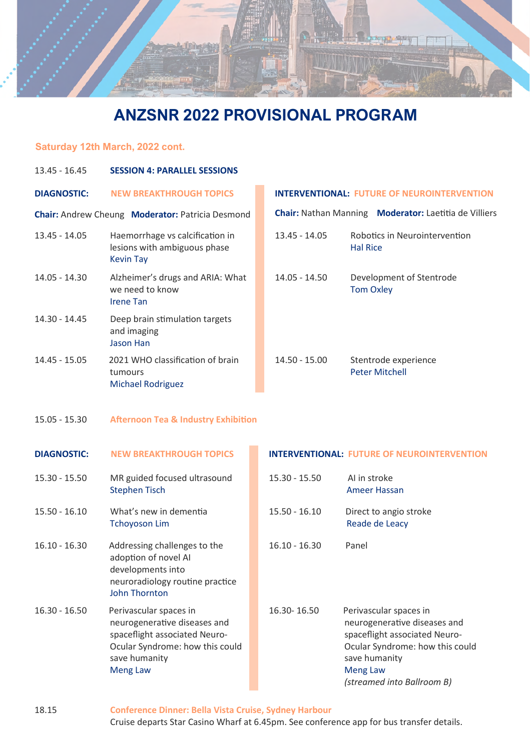# ANZSNR 2022 PROVISIONAL PROGRAM

## Saturday 12th March, 2022 cont.

**13.45 - 16.45 SESSION 4: PARALLEL SESSIONS**

### DIAGNOSTIC: NEW BREAKTHROUGH TOPICS

**Chair:** Andrew Cheung **Moderator:** Patricia Desmond

| Time | Session |
|---|---|
| 13.45 - 14.05 | Haemorrhage vs calcification in lesions with ambiguous phase<br>Kevin Tay |
| 14.05 - 14.30 | Alzheimer's drugs and ARIA: What we need to know<br>Irene Tan |
| 14.30 - 14.45 | Deep brain stimulation targets and imaging<br>Jason Han |
| 14.45 - 15.05 | 2021 WHO classification of brain tumours<br>Michael Rodriguez |

### INTERVENTIONAL: FUTURE OF NEUROINTERVENTION

**Chair:** Nathan Manning **Moderator:** Laetitia de Villiers

| Time | Session |
|---|---|
| 13.45 - 14.05 | Robotics in Neurointervention<br>Hal Rice |
| 14.05 - 14.50 | Development of Stentrode<br>Tom Oxley |
| 14.50 - 15.00 | Stentrode experience<br>Peter Mitchell |

**15.05 - 15.30 Afternoon Tea & Industry Exhibition**

### DIAGNOSTIC: NEW BREAKTHROUGH TOPICS

| Time | Session |
|---|---|
| 15.30 - 15.50 | MR guided focused ultrasound<br>Stephen Tisch |
| 15.50 - 16.10 | What's new in dementia<br>Tchoyoson Lim |
| 16.10 - 16.30 | Addressing challenges to the adoption of novel AI developments into neuroradiology routine practice<br>John Thornton |
| 16.30 - 16.50 | Perivascular spaces in neurogenerative diseases and spaceflight associated Neuro-Ocular Syndrome: how this could save humanity<br>Meng Law |

### INTERVENTIONAL: FUTURE OF NEUROINTERVENTION

| Time | Session |
|---|---|
| 15.30 - 15.50 | AI in stroke<br>Ameer Hassan |
| 15.50 - 16.10 | Direct to angio stroke<br>Reade de Leacy |
| 16.10 - 16.30 | Panel |
| 16.30- 16.50 | Perivascular spaces in neurogenerative diseases and spaceflight associated Neuro-Ocular Syndrome: how this could save humanity<br>Meng Law<br>*(streamed into Ballroom B)* |

**18.15 Conference Dinner: Bella Vista Cruise, Sydney Harbour**

Cruise departs Star Casino Wharf at 6.45pm. See conference app for bus transfer details.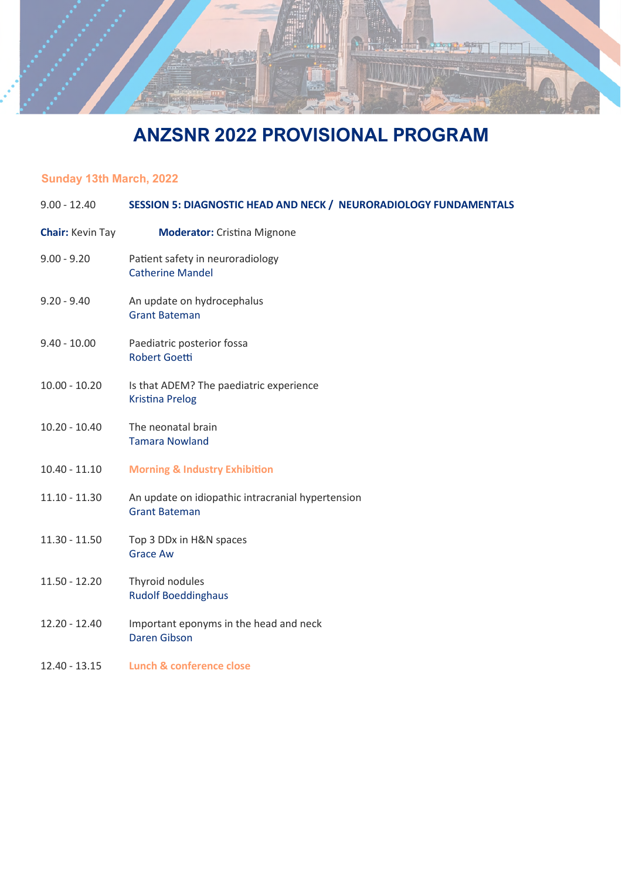# ANZSNR 2022 PROVISIONAL PROGRAM

## Sunday 13th March, 2022

9.00 - 12.40 **SESSION 5: DIAGNOSTIC HEAD AND NECK / NEURORADIOLOGY FUNDAMENTALS**

**Chair:** Kevin Tay **Moderator:** Cristina Mignone

9.00 - 9.20 Patient safety in neuroradiology
Catherine Mandel

9.20 - 9.40 An update on hydrocephalus
Grant Bateman

9.40 - 10.00 Paediatric posterior fossa
Robert Goetti

10.00 - 10.20 Is that ADEM? The paediatric experience
Kristina Prelog

10.20 - 10.40 The neonatal brain
Tamara Nowland

10.40 - 11.10 **Morning & Industry Exhibition**

11.10 - 11.30 An update on idiopathic intracranial hypertension
Grant Bateman

11.30 - 11.50 Top 3 DDx in H&N spaces
Grace Aw

11.50 - 12.20 Thyroid nodules
Rudolf Boeddinghaus

12.20 - 12.40 Important eponyms in the head and neck
Daren Gibson

12.40 - 13.15 **Lunch & conference close**